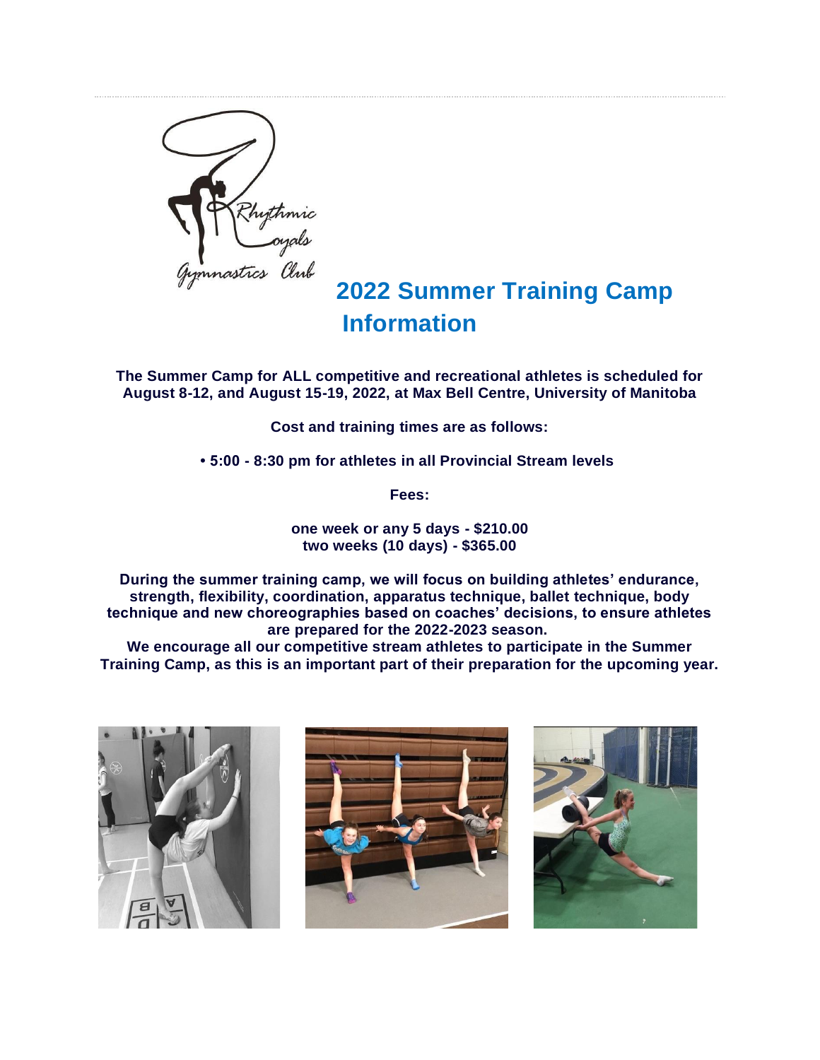# 2022 Summer Training Camp Information

**The Summer Camp for ALL competitive and recreational athletes is scheduled for August 8-12, and August 15-19, 2022, at Max Bell Centre, University of Manitoba**

**Cost and training times are as follows:**

**• 5:00 - 8:30 pm for athletes in all Provincial Stream levels**

**Fees:**

**one week or any 5 days - $210.00**
**two weeks (10 days) - $365.00**

**During the summer training camp, we will focus on building athletes' endurance, strength, flexibility, coordination, apparatus technique, ballet technique, body technique and new choreographies based on coaches' decisions, to ensure athletes are prepared for the 2022-2023 season.**
**We encourage all our competitive stream athletes to participate in the Summer Training Camp, as this is an important part of their preparation for the upcoming year.**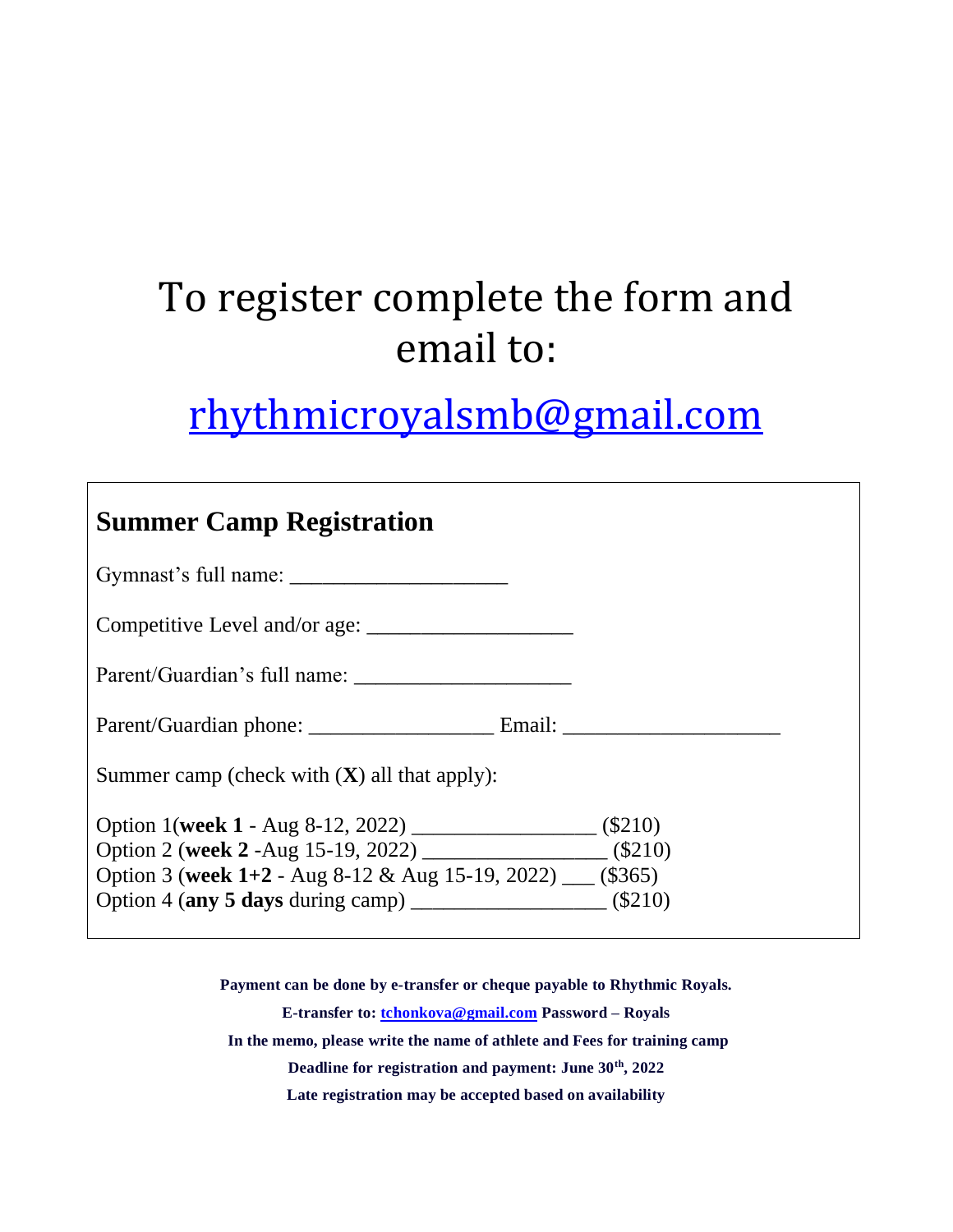# To register complete the form and email to:

# rhythmicroyalsmb@gmail.com

## Summer Camp Registration

Gymnast's full name: ____________________

Competitive Level and/or age: ___________________

Parent/Guardian's full name: ____________________

Parent/Guardian phone: _________________ Email: ____________________

Summer camp (check with (**X**) all that apply):

Option 1(**week 1** - Aug 8-12, 2022) _________________ ($210)
Option 2 (**week 2** -Aug 15-19, 2022) _________________ ($210)
Option 3 (**week 1+2** - Aug 8-12 & Aug 15-19, 2022) ___ ($365)
Option 4 (**any 5 days** during camp) __________________ ($210)

**Payment can be done by e-transfer or cheque payable to Rhythmic Royals.**

**E-transfer to: tchonkova@gmail.com Password – Royals**

**In the memo, please write the name of athlete and Fees for training camp**

**Deadline for registration and payment: June 30th, 2022**

**Late registration may be accepted based on availability**